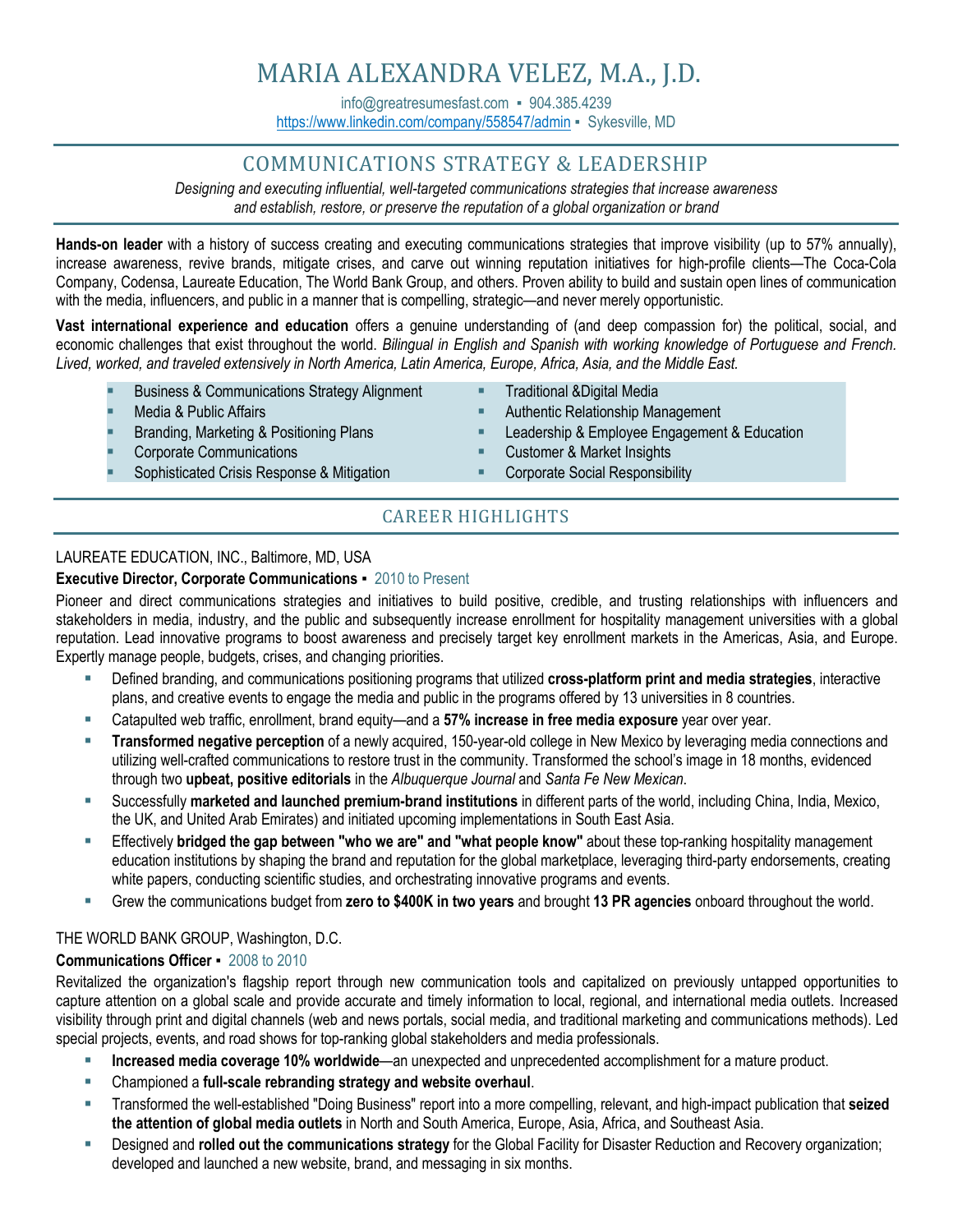# MARIA ALEXANDRA VELEZ, M.A., J.D.

info@greatresumesfast.com ▪ 904.385.4239
https://www.linkedin.com/company/558547/admin ▪ Sykesville, MD

## COMMUNICATIONS STRATEGY & LEADERSHIP

*Designing and executing influential, well-targeted communications strategies that increase awareness and establish, restore, or preserve the reputation of a global organization or brand*

**Hands-on leader** with a history of success creating and executing communications strategies that improve visibility (up to 57% annually), increase awareness, revive brands, mitigate crises, and carve out winning reputation initiatives for high-profile clients—The Coca-Cola Company, Codensa, Laureate Education, The World Bank Group, and others. Proven ability to build and sustain open lines of communication with the media, influencers, and public in a manner that is compelling, strategic—and never merely opportunistic.

**Vast international experience and education** offers a genuine understanding of (and deep compassion for) the political, social, and economic challenges that exist throughout the world. *Bilingual in English and Spanish with working knowledge of Portuguese and French. Lived, worked, and traveled extensively in North America, Latin America, Europe, Africa, Asia, and the Middle East.*

- Business & Communications Strategy Alignment
- Media & Public Affairs
- Branding, Marketing & Positioning Plans
- Corporate Communications
- Sophisticated Crisis Response & Mitigation
- Traditional &Digital Media
- Authentic Relationship Management
- Leadership & Employee Engagement & Education
- Customer & Market Insights
- Corporate Social Responsibility

## CAREER HIGHLIGHTS

LAUREATE EDUCATION, INC., Baltimore, MD, USA

**Executive Director, Corporate Communications** ▪ 2010 to Present

Pioneer and direct communications strategies and initiatives to build positive, credible, and trusting relationships with influencers and stakeholders in media, industry, and the public and subsequently increase enrollment for hospitality management universities with a global reputation. Lead innovative programs to boost awareness and precisely target key enrollment markets in the Americas, Asia, and Europe. Expertly manage people, budgets, crises, and changing priorities.

- Defined branding, and communications positioning programs that utilized **cross-platform print and media strategies**, interactive plans, and creative events to engage the media and public in the programs offered by 13 universities in 8 countries.
- Catapulted web traffic, enrollment, brand equity—and a **57% increase in free media exposure** year over year.
- **Transformed negative perception** of a newly acquired, 150-year-old college in New Mexico by leveraging media connections and utilizing well-crafted communications to restore trust in the community. Transformed the school's image in 18 months, evidenced through two **upbeat, positive editorials** in the *Albuquerque Journal* and *Santa Fe New Mexican*.
- Successfully **marketed and launched premium-brand institutions** in different parts of the world, including China, India, Mexico, the UK, and United Arab Emirates) and initiated upcoming implementations in South East Asia.
- Effectively **bridged the gap between "who we are" and "what people know"** about these top-ranking hospitality management education institutions by shaping the brand and reputation for the global marketplace, leveraging third-party endorsements, creating white papers, conducting scientific studies, and orchestrating innovative programs and events.
- Grew the communications budget from **zero to $400K in two years** and brought **13 PR agencies** onboard throughout the world.

THE WORLD BANK GROUP, Washington, D.C.

**Communications Officer** ▪ 2008 to 2010

Revitalized the organization's flagship report through new communication tools and capitalized on previously untapped opportunities to capture attention on a global scale and provide accurate and timely information to local, regional, and international media outlets. Increased visibility through print and digital channels (web and news portals, social media, and traditional marketing and communications methods). Led special projects, events, and road shows for top-ranking global stakeholders and media professionals.

- **Increased media coverage 10% worldwide**—an unexpected and unprecedented accomplishment for a mature product.
- Championed a **full-scale rebranding strategy and website overhaul**.
- Transformed the well-established "Doing Business" report into a more compelling, relevant, and high-impact publication that **seized the attention of global media outlets** in North and South America, Europe, Asia, Africa, and Southeast Asia.
- Designed and **rolled out the communications strategy** for the Global Facility for Disaster Reduction and Recovery organization; developed and launched a new website, brand, and messaging in six months.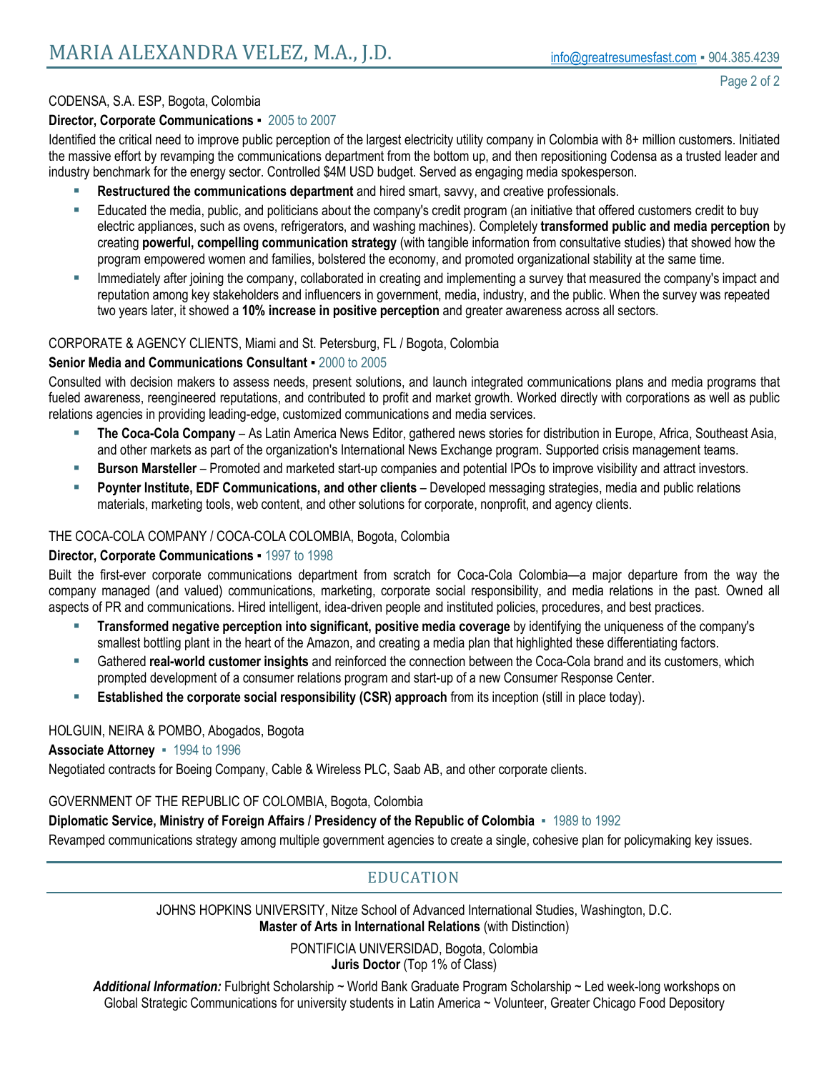CODENSA, S.A. ESP, Bogota, Colombia

**Director, Corporate Communications** ▪ 2005 to 2007

Identified the critical need to improve public perception of the largest electricity utility company in Colombia with 8+ million customers. Initiated the massive effort by revamping the communications department from the bottom up, and then repositioning Codensa as a trusted leader and industry benchmark for the energy sector. Controlled $4M USD budget. Served as engaging media spokesperson.

- **Restructured the communications department** and hired smart, savvy, and creative professionals.
- Educated the media, public, and politicians about the company's credit program (an initiative that offered customers credit to buy electric appliances, such as ovens, refrigerators, and washing machines). Completely **transformed public and media perception** by creating **powerful, compelling communication strategy** (with tangible information from consultative studies) that showed how the program empowered women and families, bolstered the economy, and promoted organizational stability at the same time.
- Immediately after joining the company, collaborated in creating and implementing a survey that measured the company's impact and reputation among key stakeholders and influencers in government, media, industry, and the public. When the survey was repeated two years later, it showed a **10% increase in positive perception** and greater awareness across all sectors.

CORPORATE & AGENCY CLIENTS, Miami and St. Petersburg, FL / Bogota, Colombia

**Senior Media and Communications Consultant** ▪ 2000 to 2005

Consulted with decision makers to assess needs, present solutions, and launch integrated communications plans and media programs that fueled awareness, reengineered reputations, and contributed to profit and market growth. Worked directly with corporations as well as public relations agencies in providing leading-edge, customized communications and media services.

- **The Coca-Cola Company** – As Latin America News Editor, gathered news stories for distribution in Europe, Africa, Southeast Asia, and other markets as part of the organization's International News Exchange program. Supported crisis management teams.
- **Burson Marsteller** – Promoted and marketed start-up companies and potential IPOs to improve visibility and attract investors.
- **Poynter Institute, EDF Communications, and other clients** – Developed messaging strategies, media and public relations materials, marketing tools, web content, and other solutions for corporate, nonprofit, and agency clients.

THE COCA-COLA COMPANY / COCA-COLA COLOMBIA, Bogota, Colombia

**Director, Corporate Communications** ▪ 1997 to 1998

Built the first-ever corporate communications department from scratch for Coca-Cola Colombia—a major departure from the way the company managed (and valued) communications, marketing, corporate social responsibility, and media relations in the past. Owned all aspects of PR and communications. Hired intelligent, idea-driven people and instituted policies, procedures, and best practices.

- **Transformed negative perception into significant, positive media coverage** by identifying the uniqueness of the company's smallest bottling plant in the heart of the Amazon, and creating a media plan that highlighted these differentiating factors.
- Gathered **real-world customer insights** and reinforced the connection between the Coca-Cola brand and its customers, which prompted development of a consumer relations program and start-up of a new Consumer Response Center.
- **Established the corporate social responsibility (CSR) approach** from its inception (still in place today).

HOLGUIN, NEIRA & POMBO, Abogados, Bogota

**Associate Attorney** ▪ 1994 to 1996

Negotiated contracts for Boeing Company, Cable & Wireless PLC, Saab AB, and other corporate clients.

GOVERNMENT OF THE REPUBLIC OF COLOMBIA, Bogota, Colombia

**Diplomatic Service, Ministry of Foreign Affairs / Presidency of the Republic of Colombia** ▪ 1989 to 1992

Revamped communications strategy among multiple government agencies to create a single, cohesive plan for policymaking key issues.

## EDUCATION

JOHNS HOPKINS UNIVERSITY, Nitze School of Advanced International Studies, Washington, D.C.
**Master of Arts in International Relations** (with Distinction)

PONTIFICIA UNIVERSIDAD, Bogota, Colombia
**Juris Doctor** (Top 1% of Class)

***Additional Information:*** Fulbright Scholarship ~ World Bank Graduate Program Scholarship ~ Led week-long workshops on Global Strategic Communications for university students in Latin America ~ Volunteer, Greater Chicago Food Depository